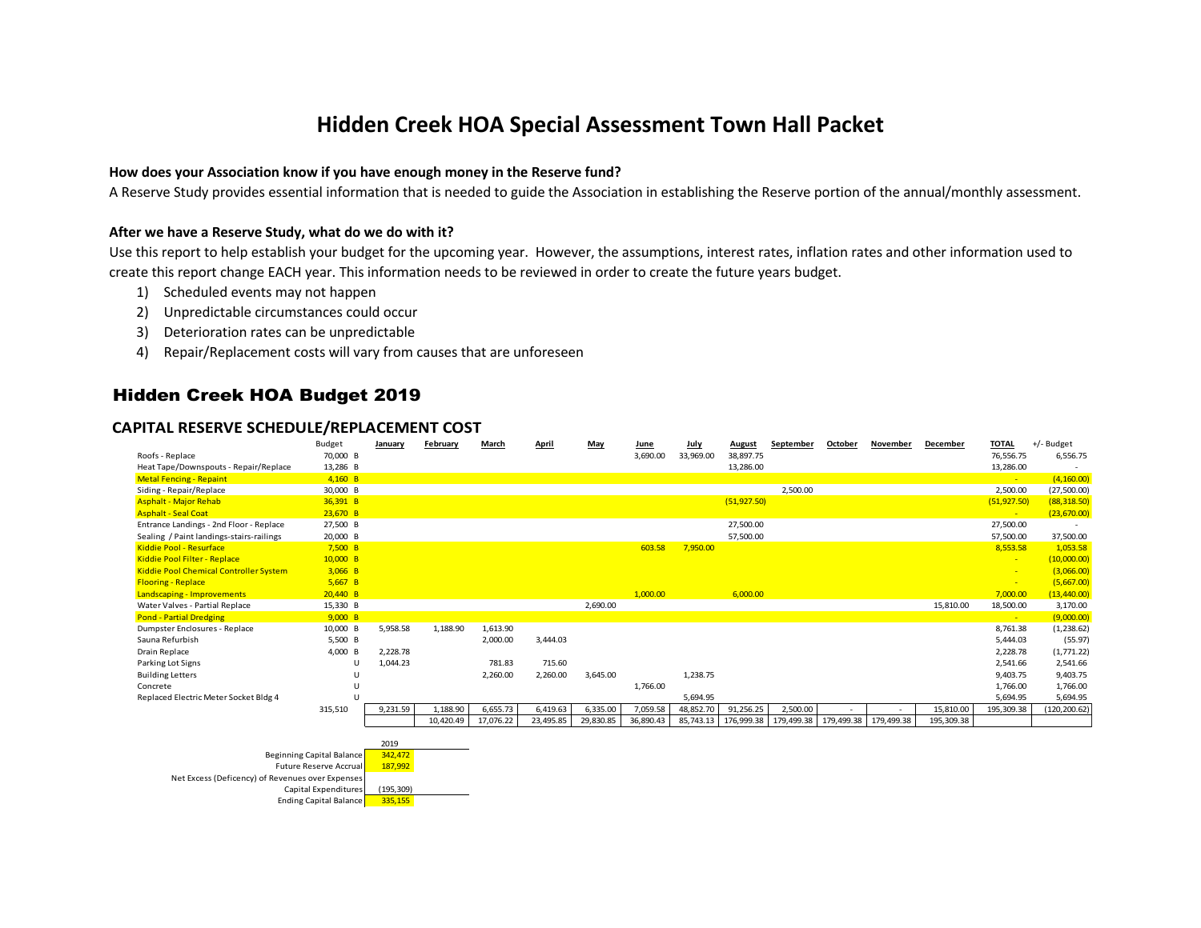# Hidden Creek HOA Special Assessment Town Hall Packet

**How does your Association know if you have enough money in the Reserve fund?**

A Reserve Study provides essential information that is needed to guide the Association in establishing the Reserve portion of the annual/monthly assessment.

**After we have a Reserve Study, what do we do with it?**

Use this report to help establish your budget for the upcoming year. However, the assumptions, interest rates, inflation rates and other information used to create this report change EACH year. This information needs to be reviewed in order to create the future years budget.

1) Scheduled events may not happen
2) Unpredictable circumstances could occur
3) Deterioration rates can be unpredictable
4) Repair/Replacement costs will vary from causes that are unforeseen

## Hidden Creek HOA Budget 2019

### CAPITAL RESERVE SCHEDULE/REPLACEMENT COST

| | Budget | | January | February | March | April | May | June | July | August | September | October | November | December | TOTAL | +/- Budget |
|---|---|---|---|---|---|---|---|---|---|---|---|---|---|---|---|---|
| Roofs - Replace | 70,000 | B | | | | | | 3,690.00 | 33,969.00 | 38,897.75 | | | | | 76,556.75 | 6,556.75 |
| Heat Tape/Downspouts - Repair/Replace | 13,286 | B | | | | | | | | 13,286.00 | | | | | 13,286.00 | - |
| Metal Fencing - Repaint | 4,160 | B | | | | | | | | | | | | | - | (4,160.00) |
| Siding - Repair/Replace | 30,000 | B | | | | | | | | | 2,500.00 | | | | 2,500.00 | (27,500.00) |
| Asphalt - Major Rehab | 36,391 | B | | | | | | | | (51,927.50) | | | | | (51,927.50) | (88,318.50) |
| Asphalt - Seal Coat | 23,670 | B | | | | | | | | | | | | | - | (23,670.00) |
| Entrance Landings - 2nd Floor - Replace | 27,500 | B | | | | | | | | 27,500.00 | | | | | 27,500.00 | - |
| Sealing / Paint landings-stairs-railings | 20,000 | B | | | | | | | | 57,500.00 | | | | | 57,500.00 | 37,500.00 |
| Kiddie Pool - Resurface | 7,500 | B | | | | | | 603.58 | 7,950.00 | | | | | | 8,553.58 | 1,053.58 |
| Kiddie Pool Filter - Replace | 10,000 | B | | | | | | | | | | | | | - | (10,000.00) |
| Kiddie Pool Chemical Controller System | 3,066 | B | | | | | | | | | | | | | - | (3,066.00) |
| Flooring - Replace | 5,667 | B | | | | | | | | | | | | | - | (5,667.00) |
| Landscaping - Improvements | 20,440 | B | | | | | | 1,000.00 | | 6,000.00 | | | | | 7,000.00 | (13,440.00) |
| Water Valves - Partial Replace | 15,330 | B | | | | | 2,690.00 | | | | | | | 15,810.00 | 18,500.00 | 3,170.00 |
| Pond - Partial Dredging | 9,000 | B | | | | | | | | | | | | | - | (9,000.00) |
| Dumpster Enclosures - Replace | 10,000 | B | 5,958.58 | 1,188.90 | 1,613.90 | | | | | | | | | | 8,761.38 | (1,238.62) |
| Sauna Refurbish | 5,500 | B | | | 2,000.00 | 3,444.03 | | | | | | | | | 5,444.03 | (55.97) |
| Drain Replace | 4,000 | B | 2,228.78 | | | | | | | | | | | | 2,228.78 | (1,771.22) |
| Parking Lot Signs | | U | 1,044.23 | | 781.83 | 715.60 | | | | | | | | | 2,541.66 | 2,541.66 |
| Building Letters | | U | | | 2,260.00 | 2,260.00 | 3,645.00 | | 1,238.75 | | | | | | 9,403.75 | 9,403.75 |
| Concrete | | U | | | | | | 1,766.00 | | | | | | | 1,766.00 | 1,766.00 |
| Replaced Electric Meter Socket Bldg 4 | | U | | | | | | | 5,694.95 | | | | | | 5,694.95 | 5,694.95 |
| | 315,510 | | 9,231.59 | 1,188.90 | 6,655.73 | 6,419.63 | 6,335.00 | 7,059.58 | 48,852.70 | 91,256.25 | 2,500.00 | - | - | 15,810.00 | 195,309.38 | (120,200.62) |
| | | | | 10,420.49 | 17,076.22 | 23,495.85 | 29,830.85 | 36,890.43 | 85,743.13 | 176,999.38 | 179,499.38 | 179,499.38 | 179,499.38 | 195,309.38 | | |

| | 2019 |
|---|---|
| Beginning Capital Balance | 342,472 |
| Future Reserve Accrual | 187,992 |
| Net Excess (Deficency) of Revenues over Expenses | |
| Capital Expenditures | (195,309) |
| Ending Capital Balance | 335,155 |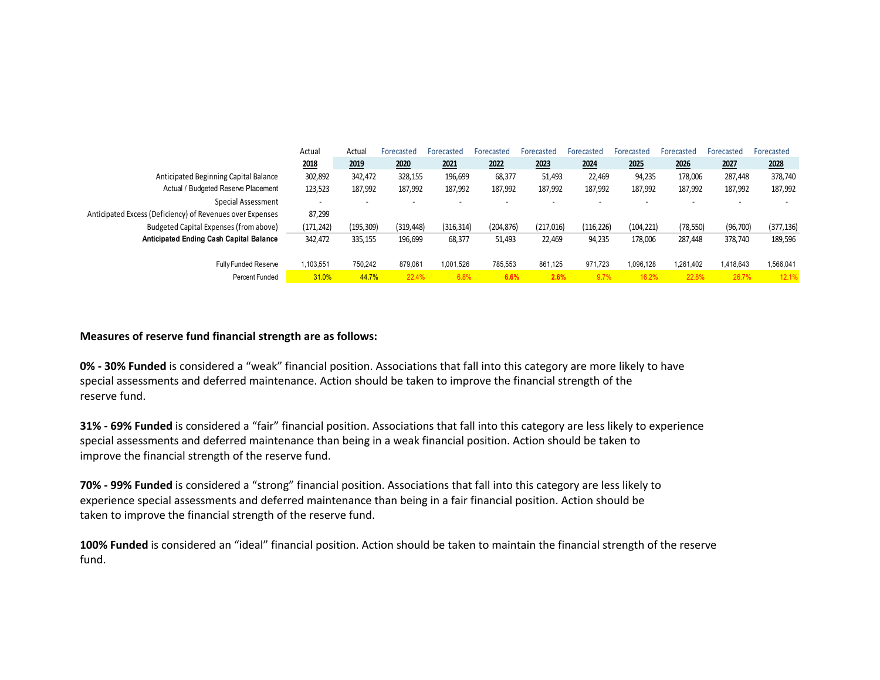| | Actual | Actual | Forecasted | Forecasted | Forecasted | Forecasted | Forecasted | Forecasted | Forecasted | Forecasted | Forecasted |
|---|---|---|---|---|---|---|---|---|---|---|---|
| | **2018** | **2019** | **2020** | **2021** | **2022** | **2023** | **2024** | **2025** | **2026** | **2027** | **2028** |
| Anticipated Beginning Capital Balance | 302,892 | 342,472 | 328,155 | 196,699 | 68,377 | 51,493 | 22,469 | 94,235 | 178,006 | 287,448 | 378,740 |
| Actual / Budgeted Reserve Placement | 123,523 | 187,992 | 187,992 | 187,992 | 187,992 | 187,992 | 187,992 | 187,992 | 187,992 | 187,992 | 187,992 |
| Special Assessment | - | - | - | - | - | - | - | - | - | - | - |
| Anticipated Excess (Deficiency) of Revenues over Expenses | 87,299 | | | | | | | | | | |
| Budgeted Capital Expenses (from above) | (171,242) | (195,309) | (319,448) | (316,314) | (204,876) | (217,016) | (116,226) | (104,221) | (78,550) | (96,700) | (377,136) |
| **Anticipated Ending Cash Capital Balance** | 342,472 | 335,155 | 196,699 | 68,377 | 51,493 | 22,469 | 94,235 | 178,006 | 287,448 | 378,740 | 189,596 |
| | | | | | | | | | | | |
| Fully Funded Reserve | 1,103,551 | 750,242 | 879,061 | 1,001,526 | 785,553 | 861,125 | 971,723 | 1,096,128 | 1,261,402 | 1,418,643 | 1,566,041 |
| Percent Funded | 31.0% | 44.7% | 22.4% | 6.8% | **6.6%** | **2.6%** | 9.7% | 16.2% | 22.8% | 26.7% | 12.1% |

**Measures of reserve fund financial strength are as follows:**

**0% - 30% Funded** is considered a "weak" financial position. Associations that fall into this category are more likely to have special assessments and deferred maintenance. Action should be taken to improve the financial strength of the reserve fund.

**31% - 69% Funded** is considered a "fair" financial position. Associations that fall into this category are less likely to experience special assessments and deferred maintenance than being in a weak financial position. Action should be taken to improve the financial strength of the reserve fund.

**70% - 99% Funded** is considered a "strong" financial position. Associations that fall into this category are less likely to experience special assessments and deferred maintenance than being in a fair financial position. Action should be taken to improve the financial strength of the reserve fund.

**100% Funded** is considered an "ideal" financial position. Action should be taken to maintain the financial strength of the reserve fund.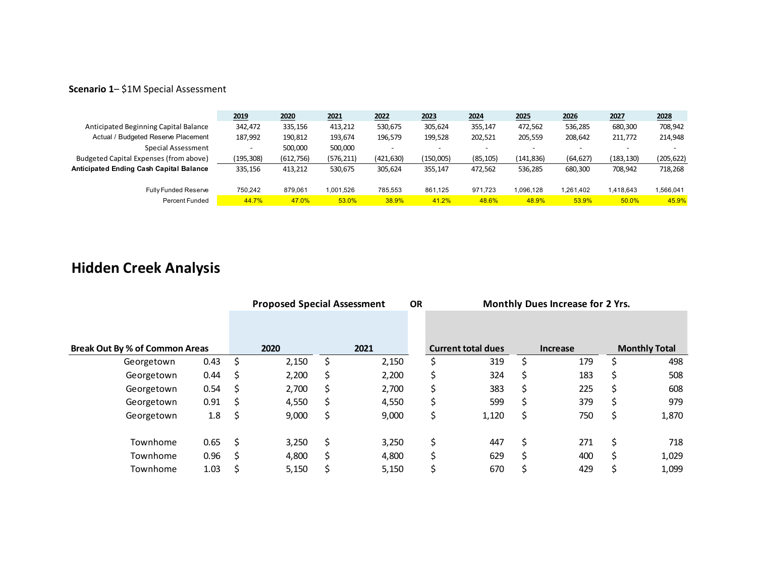**Scenario 1**– $1M Special Assessment

| | 2019 | 2020 | 2021 | 2022 | 2023 | 2024 | 2025 | 2026 | 2027 | 2028 |
|---|---|---|---|---|---|---|---|---|---|---|
| Anticipated Beginning Capital Balance | 342,472 | 335,156 | 413,212 | 530,675 | 305,624 | 355,147 | 472,562 | 536,285 | 680,300 | 708,942 |
| Actual / Budgeted Reserve Placement | 187,992 | 190,812 | 193,674 | 196,579 | 199,528 | 202,521 | 205,559 | 208,642 | 211,772 | 214,948 |
| Special Assessment | - | 500,000 | 500,000 | - | - | - | - | - | - | - |
| Budgeted Capital Expenses (from above) | (195,308) | (612,756) | (576,211) | (421,630) | (150,005) | (85,105) | (141,836) | (64,627) | (183,130) | (205,622) |
| **Anticipated Ending Cash Capital Balance** | 335,156 | 413,212 | 530,675 | 305,624 | 355,147 | 472,562 | 536,285 | 680,300 | 708,942 | 718,268 |
| | | | | | | | | | | |
| Fully Funded Reserve | 750,242 | 879,061 | 1,001,526 | 785,553 | 861,125 | 971,723 | 1,096,128 | 1,261,402 | 1,418,643 | 1,566,041 |
| Percent Funded | 44.7% | 47.0% | 53.0% | 38.9% | 41.2% | 48.6% | 48.9% | 53.9% | 50.0% | 45.9% |

# Hidden Creek Analysis

| | | Proposed Special Assessment | | OR | Monthly Dues Increase for 2 Yrs. | | |
|---|---|---|---|---|---|---|---|
| **Break Out By % of Common Areas** | | **2020** | **2021** | | **Current total dues** | **Increase** | **Monthly Total** |
| Georgetown | 0.43 | $ 2,150 | $ 2,150 | | $ 319 | $ 179 | $ 498 |
| Georgetown | 0.44 | $ 2,200 | $ 2,200 | | $ 324 | $ 183 | $ 508 |
| Georgetown | 0.54 | $ 2,700 | $ 2,700 | | $ 383 | $ 225 | $ 608 |
| Georgetown | 0.91 | $ 4,550 | $ 4,550 | | $ 599 | $ 379 | $ 979 |
| Georgetown | 1.8 | $ 9,000 | $ 9,000 | | $ 1,120 | $ 750 | $ 1,870 |
| | | | | | | | |
| Townhome | 0.65 | $ 3,250 | $ 3,250 | | $ 447 | $ 271 | $ 718 |
| Townhome | 0.96 | $ 4,800 | $ 4,800 | | $ 629 | $ 400 | $ 1,029 |
| Townhome | 1.03 | $ 5,150 | $ 5,150 | | $ 670 | $ 429 | $ 1,099 |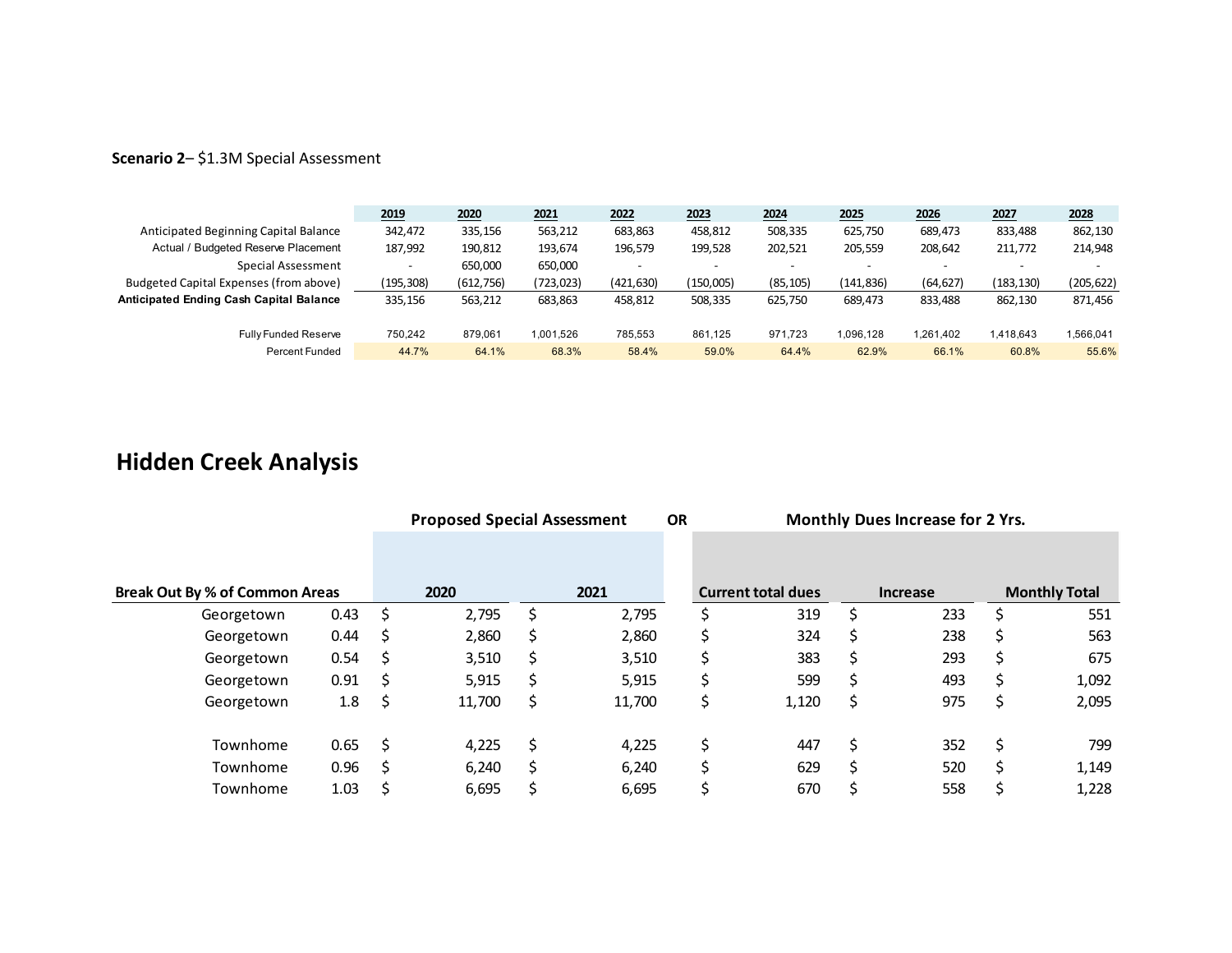**Scenario 2**– $1.3M Special Assessment

| | 2019 | 2020 | 2021 | 2022 | 2023 | 2024 | 2025 | 2026 | 2027 | 2028 |
|---|---|---|---|---|---|---|---|---|---|---|
| Anticipated Beginning Capital Balance | 342,472 | 335,156 | 563,212 | 683,863 | 458,812 | 508,335 | 625,750 | 689,473 | 833,488 | 862,130 |
| Actual / Budgeted Reserve Placement | 187,992 | 190,812 | 193,674 | 196,579 | 199,528 | 202,521 | 205,559 | 208,642 | 211,772 | 214,948 |
| Special Assessment | - | 650,000 | 650,000 | - | - | - | - | - | - | - |
| Budgeted Capital Expenses (from above) | (195,308) | (612,756) | (723,023) | (421,630) | (150,005) | (85,105) | (141,836) | (64,627) | (183,130) | (205,622) |
| **Anticipated Ending Cash Capital Balance** | 335,156 | 563,212 | 683,863 | 458,812 | 508,335 | 625,750 | 689,473 | 833,488 | 862,130 | 871,456 |
| | | | | | | | | | | |
| Fully Funded Reserve | 750,242 | 879,061 | 1,001,526 | 785,553 | 861,125 | 971,723 | 1,096,128 | 1,261,402 | 1,418,643 | 1,566,041 |
| Percent Funded | 44.7% | 64.1% | 68.3% | 58.4% | 59.0% | 64.4% | 62.9% | 66.1% | 60.8% | 55.6% |

# Hidden Creek Analysis

| | | **Proposed Special Assessment** | | OR | **Monthly Dues Increase for 2 Yrs.** | | |
|---|---|---|---|---|---|---|---|
| **Break Out By % of Common Areas** | | **2020** | **2021** | | **Current total dues** | **Increase** | **Monthly Total** |
| Georgetown | 0.43 | $ 2,795 | $ 2,795 | | $ 319 | $ 233 | $ 551 |
| Georgetown | 0.44 | $ 2,860 | $ 2,860 | | $ 324 | $ 238 | $ 563 |
| Georgetown | 0.54 | $ 3,510 | $ 3,510 | | $ 383 | $ 293 | $ 675 |
| Georgetown | 0.91 | $ 5,915 | $ 5,915 | | $ 599 | $ 493 | $ 1,092 |
| Georgetown | 1.8 | $ 11,700 | $ 11,700 | | $ 1,120 | $ 975 | $ 2,095 |
| | | | | | | | |
| Townhome | 0.65 | $ 4,225 | $ 4,225 | | $ 447 | $ 352 | $ 799 |
| Townhome | 0.96 | $ 6,240 | $ 6,240 | | $ 629 | $ 520 | $ 1,149 |
| Townhome | 1.03 | $ 6,695 | $ 6,695 | | $ 670 | $ 558 | $ 1,228 |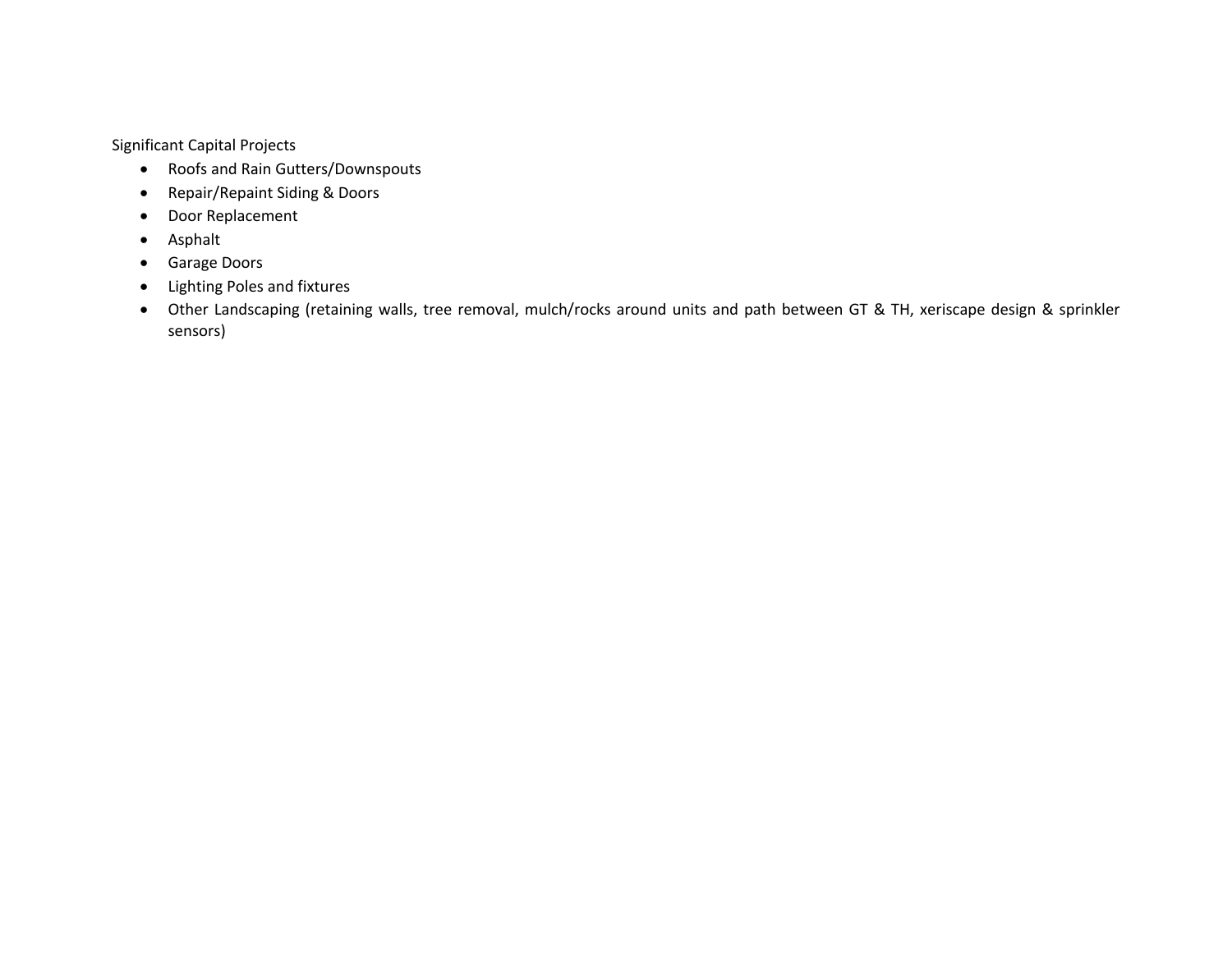Significant Capital Projects

- Roofs and Rain Gutters/Downspouts
- Repair/Repaint Siding & Doors
- Door Replacement
- Asphalt
- Garage Doors
- Lighting Poles and fixtures
- Other Landscaping (retaining walls, tree removal, mulch/rocks around units and path between GT & TH, xeriscape design & sprinkler sensors)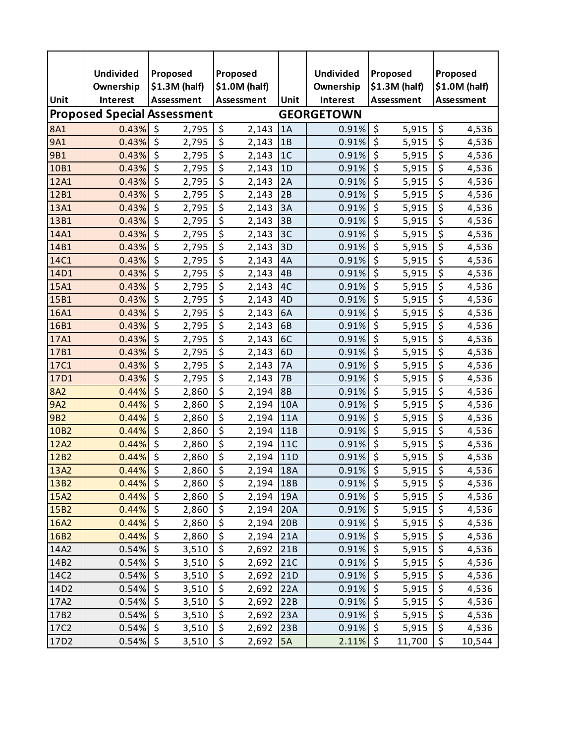| Unit | Undivided Ownership Interest | Proposed $1.3M (half) Assessment | Proposed $1.0M (half) Assessment | Unit | Undivided Ownership Interest | Proposed $1.3M (half) Assessment | Proposed $1.0M (half) Assessment |
|---|---|---|---|---|---|---|---|
| **Proposed Special Assessment** | | | | **GEORGETOWN** | | | |
| 8A1 | 0.43% | $ 2,795 | $ 2,143 | 1A | 0.91% | $ 5,915 | $ 4,536 |
| 9A1 | 0.43% | $ 2,795 | $ 2,143 | 1B | 0.91% | $ 5,915 | $ 4,536 |
| 9B1 | 0.43% | $ 2,795 | $ 2,143 | 1C | 0.91% | $ 5,915 | $ 4,536 |
| 10B1 | 0.43% | $ 2,795 | $ 2,143 | 1D | 0.91% | $ 5,915 | $ 4,536 |
| 12A1 | 0.43% | $ 2,795 | $ 2,143 | 2A | 0.91% | $ 5,915 | $ 4,536 |
| 12B1 | 0.43% | $ 2,795 | $ 2,143 | 2B | 0.91% | $ 5,915 | $ 4,536 |
| 13A1 | 0.43% | $ 2,795 | $ 2,143 | 3A | 0.91% | $ 5,915 | $ 4,536 |
| 13B1 | 0.43% | $ 2,795 | $ 2,143 | 3B | 0.91% | $ 5,915 | $ 4,536 |
| 14A1 | 0.43% | $ 2,795 | $ 2,143 | 3C | 0.91% | $ 5,915 | $ 4,536 |
| 14B1 | 0.43% | $ 2,795 | $ 2,143 | 3D | 0.91% | $ 5,915 | $ 4,536 |
| 14C1 | 0.43% | $ 2,795 | $ 2,143 | 4A | 0.91% | $ 5,915 | $ 4,536 |
| 14D1 | 0.43% | $ 2,795 | $ 2,143 | 4B | 0.91% | $ 5,915 | $ 4,536 |
| 15A1 | 0.43% | $ 2,795 | $ 2,143 | 4C | 0.91% | $ 5,915 | $ 4,536 |
| 15B1 | 0.43% | $ 2,795 | $ 2,143 | 4D | 0.91% | $ 5,915 | $ 4,536 |
| 16A1 | 0.43% | $ 2,795 | $ 2,143 | 6A | 0.91% | $ 5,915 | $ 4,536 |
| 16B1 | 0.43% | $ 2,795 | $ 2,143 | 6B | 0.91% | $ 5,915 | $ 4,536 |
| 17A1 | 0.43% | $ 2,795 | $ 2,143 | 6C | 0.91% | $ 5,915 | $ 4,536 |
| 17B1 | 0.43% | $ 2,795 | $ 2,143 | 6D | 0.91% | $ 5,915 | $ 4,536 |
| 17C1 | 0.43% | $ 2,795 | $ 2,143 | 7A | 0.91% | $ 5,915 | $ 4,536 |
| 17D1 | 0.43% | $ 2,795 | $ 2,143 | 7B | 0.91% | $ 5,915 | $ 4,536 |
| 8A2 | 0.44% | $ 2,860 | $ 2,194 | 8B | 0.91% | $ 5,915 | $ 4,536 |
| 9A2 | 0.44% | $ 2,860 | $ 2,194 | 10A | 0.91% | $ 5,915 | $ 4,536 |
| 9B2 | 0.44% | $ 2,860 | $ 2,194 | 11A | 0.91% | $ 5,915 | $ 4,536 |
| 10B2 | 0.44% | $ 2,860 | $ 2,194 | 11B | 0.91% | $ 5,915 | $ 4,536 |
| 12A2 | 0.44% | $ 2,860 | $ 2,194 | 11C | 0.91% | $ 5,915 | $ 4,536 |
| 12B2 | 0.44% | $ 2,860 | $ 2,194 | 11D | 0.91% | $ 5,915 | $ 4,536 |
| 13A2 | 0.44% | $ 2,860 | $ 2,194 | 18A | 0.91% | $ 5,915 | $ 4,536 |
| 13B2 | 0.44% | $ 2,860 | $ 2,194 | 18B | 0.91% | $ 5,915 | $ 4,536 |
| 15A2 | 0.44% | $ 2,860 | $ 2,194 | 19A | 0.91% | $ 5,915 | $ 4,536 |
| 15B2 | 0.44% | $ 2,860 | $ 2,194 | 20A | 0.91% | $ 5,915 | $ 4,536 |
| 16A2 | 0.44% | $ 2,860 | $ 2,194 | 20B | 0.91% | $ 5,915 | $ 4,536 |
| 16B2 | 0.44% | $ 2,860 | $ 2,194 | 21A | 0.91% | $ 5,915 | $ 4,536 |
| 14A2 | 0.54% | $ 3,510 | $ 2,692 | 21B | 0.91% | $ 5,915 | $ 4,536 |
| 14B2 | 0.54% | $ 3,510 | $ 2,692 | 21C | 0.91% | $ 5,915 | $ 4,536 |
| 14C2 | 0.54% | $ 3,510 | $ 2,692 | 21D | 0.91% | $ 5,915 | $ 4,536 |
| 14D2 | 0.54% | $ 3,510 | $ 2,692 | 22A | 0.91% | $ 5,915 | $ 4,536 |
| 17A2 | 0.54% | $ 3,510 | $ 2,692 | 22B | 0.91% | $ 5,915 | $ 4,536 |
| 17B2 | 0.54% | $ 3,510 | $ 2,692 | 23A | 0.91% | $ 5,915 | $ 4,536 |
| 17C2 | 0.54% | $ 3,510 | $ 2,692 | 23B | 0.91% | $ 5,915 | $ 4,536 |
| 17D2 | 0.54% | $ 3,510 | $ 2,692 | 5A | 2.11% | $ 11,700 | $ 10,544 |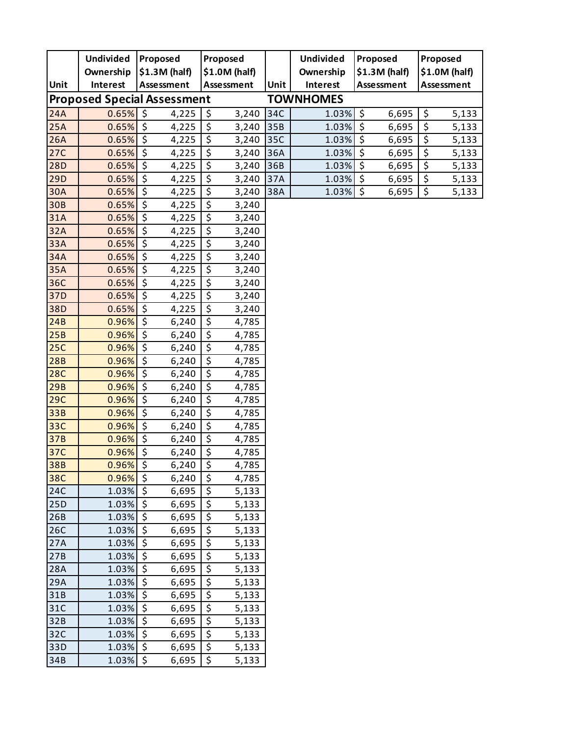| Unit | Undivided Ownership Interest | Proposed $1.3M (half) Assessment | Proposed $1.0M (half) Assessment | Unit | Undivided Ownership Interest | Proposed $1.3M (half) Assessment | Proposed $1.0M (half) Assessment |
|---|---|---|---|---|---|---|---|
| **Proposed Special Assessment** | | | | **TOWNHOMES** | | | |
| 24A | 0.65% | $ 4,225 | $ 3,240 | 34C | 1.03% | $ 6,695 | $ 5,133 |
| 25A | 0.65% | $ 4,225 | $ 3,240 | 35B | 1.03% | $ 6,695 | $ 5,133 |
| 26A | 0.65% | $ 4,225 | $ 3,240 | 35C | 1.03% | $ 6,695 | $ 5,133 |
| 27C | 0.65% | $ 4,225 | $ 3,240 | 36A | 1.03% | $ 6,695 | $ 5,133 |
| 28D | 0.65% | $ 4,225 | $ 3,240 | 36B | 1.03% | $ 6,695 | $ 5,133 |
| 29D | 0.65% | $ 4,225 | $ 3,240 | 37A | 1.03% | $ 6,695 | $ 5,133 |
| 30A | 0.65% | $ 4,225 | $ 3,240 | 38A | 1.03% | $ 6,695 | $ 5,133 |
| 30B | 0.65% | $ 4,225 | $ 3,240 | | | | |
| 31A | 0.65% | $ 4,225 | $ 3,240 | | | | |
| 32A | 0.65% | $ 4,225 | $ 3,240 | | | | |
| 33A | 0.65% | $ 4,225 | $ 3,240 | | | | |
| 34A | 0.65% | $ 4,225 | $ 3,240 | | | | |
| 35A | 0.65% | $ 4,225 | $ 3,240 | | | | |
| 36C | 0.65% | $ 4,225 | $ 3,240 | | | | |
| 37D | 0.65% | $ 4,225 | $ 3,240 | | | | |
| 38D | 0.65% | $ 4,225 | $ 3,240 | | | | |
| 24B | 0.96% | $ 6,240 | $ 4,785 | | | | |
| 25B | 0.96% | $ 6,240 | $ 4,785 | | | | |
| 25C | 0.96% | $ 6,240 | $ 4,785 | | | | |
| 28B | 0.96% | $ 6,240 | $ 4,785 | | | | |
| 28C | 0.96% | $ 6,240 | $ 4,785 | | | | |
| 29B | 0.96% | $ 6,240 | $ 4,785 | | | | |
| 29C | 0.96% | $ 6,240 | $ 4,785 | | | | |
| 33B | 0.96% | $ 6,240 | $ 4,785 | | | | |
| 33C | 0.96% | $ 6,240 | $ 4,785 | | | | |
| 37B | 0.96% | $ 6,240 | $ 4,785 | | | | |
| 37C | 0.96% | $ 6,240 | $ 4,785 | | | | |
| 38B | 0.96% | $ 6,240 | $ 4,785 | | | | |
| 38C | 0.96% | $ 6,240 | $ 4,785 | | | | |
| 24C | 1.03% | $ 6,695 | $ 5,133 | | | | |
| 25D | 1.03% | $ 6,695 | $ 5,133 | | | | |
| 26B | 1.03% | $ 6,695 | $ 5,133 | | | | |
| 26C | 1.03% | $ 6,695 | $ 5,133 | | | | |
| 27A | 1.03% | $ 6,695 | $ 5,133 | | | | |
| 27B | 1.03% | $ 6,695 | $ 5,133 | | | | |
| 28A | 1.03% | $ 6,695 | $ 5,133 | | | | |
| 29A | 1.03% | $ 6,695 | $ 5,133 | | | | |
| 31B | 1.03% | $ 6,695 | $ 5,133 | | | | |
| 31C | 1.03% | $ 6,695 | $ 5,133 | | | | |
| 32B | 1.03% | $ 6,695 | $ 5,133 | | | | |
| 32C | 1.03% | $ 6,695 | $ 5,133 | | | | |
| 33D | 1.03% | $ 6,695 | $ 5,133 | | | | |
| 34B | 1.03% | $ 6,695 | $ 5,133 | | | | |